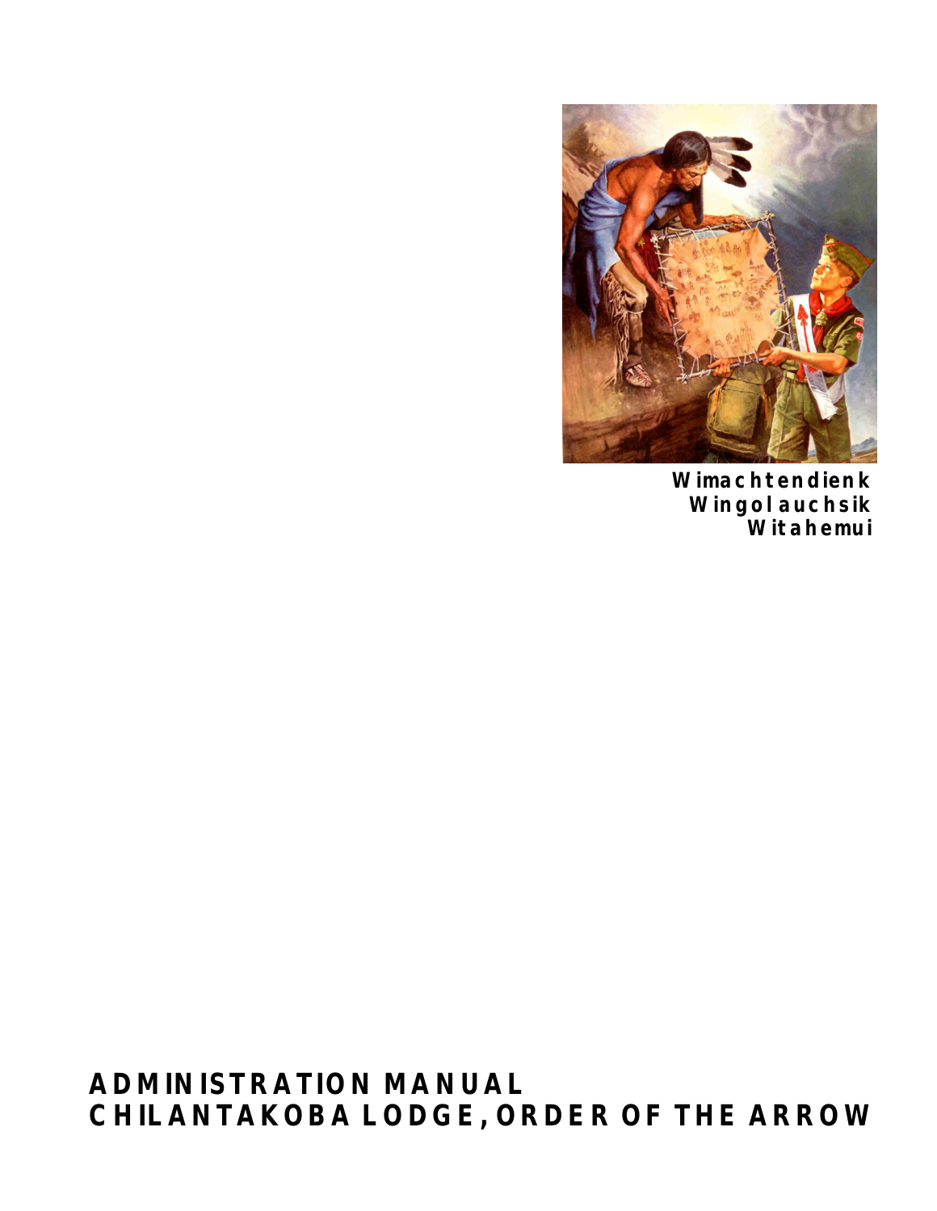Wimachtendienk
Wingolauchsik
Witahemui

# ADMINISTRATION MANUAL
# CHILANTAKOBA LODGE, ORDER OF THE ARROW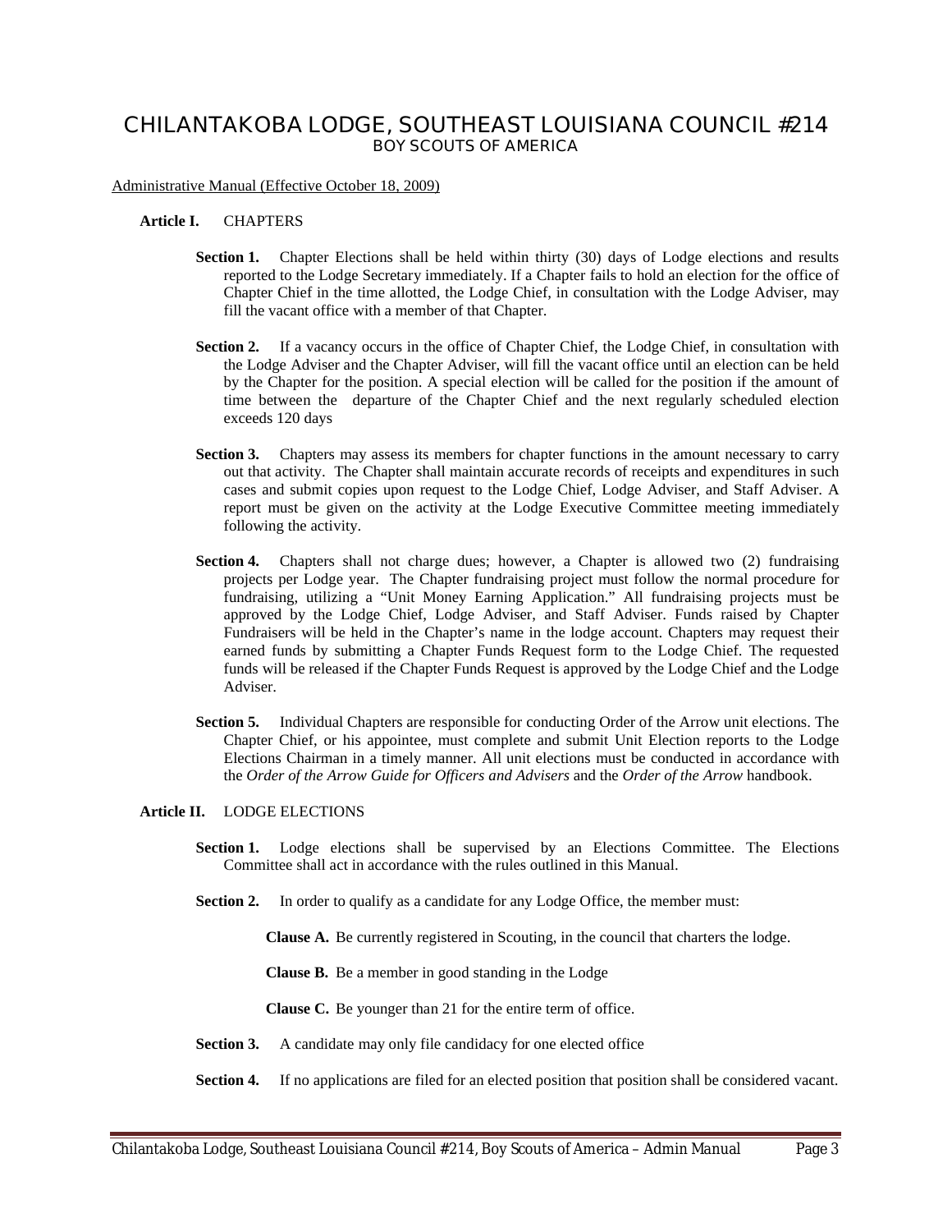# CHILANTAKOBA LODGE, SOUTHEAST LOUISIANA COUNCIL #214

BOY SCOUTS OF AMERICA

Administrative Manual (Effective October 18, 2009)

## Article I. CHAPTERS

**Section 1.** Chapter Elections shall be held within thirty (30) days of Lodge elections and results reported to the Lodge Secretary immediately. If a Chapter fails to hold an election for the office of Chapter Chief in the time allotted, the Lodge Chief, in consultation with the Lodge Adviser, may fill the vacant office with a member of that Chapter.

**Section 2.** If a vacancy occurs in the office of Chapter Chief, the Lodge Chief, in consultation with the Lodge Adviser and the Chapter Adviser, will fill the vacant office until an election can be held by the Chapter for the position. A special election will be called for the position if the amount of time between the departure of the Chapter Chief and the next regularly scheduled election exceeds 120 days

**Section 3.** Chapters may assess its members for chapter functions in the amount necessary to carry out that activity. The Chapter shall maintain accurate records of receipts and expenditures in such cases and submit copies upon request to the Lodge Chief, Lodge Adviser, and Staff Adviser. A report must be given on the activity at the Lodge Executive Committee meeting immediately following the activity.

**Section 4.** Chapters shall not charge dues; however, a Chapter is allowed two (2) fundraising projects per Lodge year. The Chapter fundraising project must follow the normal procedure for fundraising, utilizing a "Unit Money Earning Application." All fundraising projects must be approved by the Lodge Chief, Lodge Adviser, and Staff Adviser. Funds raised by Chapter Fundraisers will be held in the Chapter's name in the lodge account. Chapters may request their earned funds by submitting a Chapter Funds Request form to the Lodge Chief. The requested funds will be released if the Chapter Funds Request is approved by the Lodge Chief and the Lodge Adviser.

**Section 5.** Individual Chapters are responsible for conducting Order of the Arrow unit elections. The Chapter Chief, or his appointee, must complete and submit Unit Election reports to the Lodge Elections Chairman in a timely manner. All unit elections must be conducted in accordance with the *Order of the Arrow Guide for Officers and Advisers* and the *Order of the Arrow* handbook.

## Article II. LODGE ELECTIONS

**Section 1.** Lodge elections shall be supervised by an Elections Committee. The Elections Committee shall act in accordance with the rules outlined in this Manual.

**Section 2.** In order to qualify as a candidate for any Lodge Office, the member must:

**Clause A.** Be currently registered in Scouting, in the council that charters the lodge.

**Clause B.** Be a member in good standing in the Lodge

**Clause C.** Be younger than 21 for the entire term of office.

**Section 3.** A candidate may only file candidacy for one elected office

**Section 4.** If no applications are filed for an elected position that position shall be considered vacant.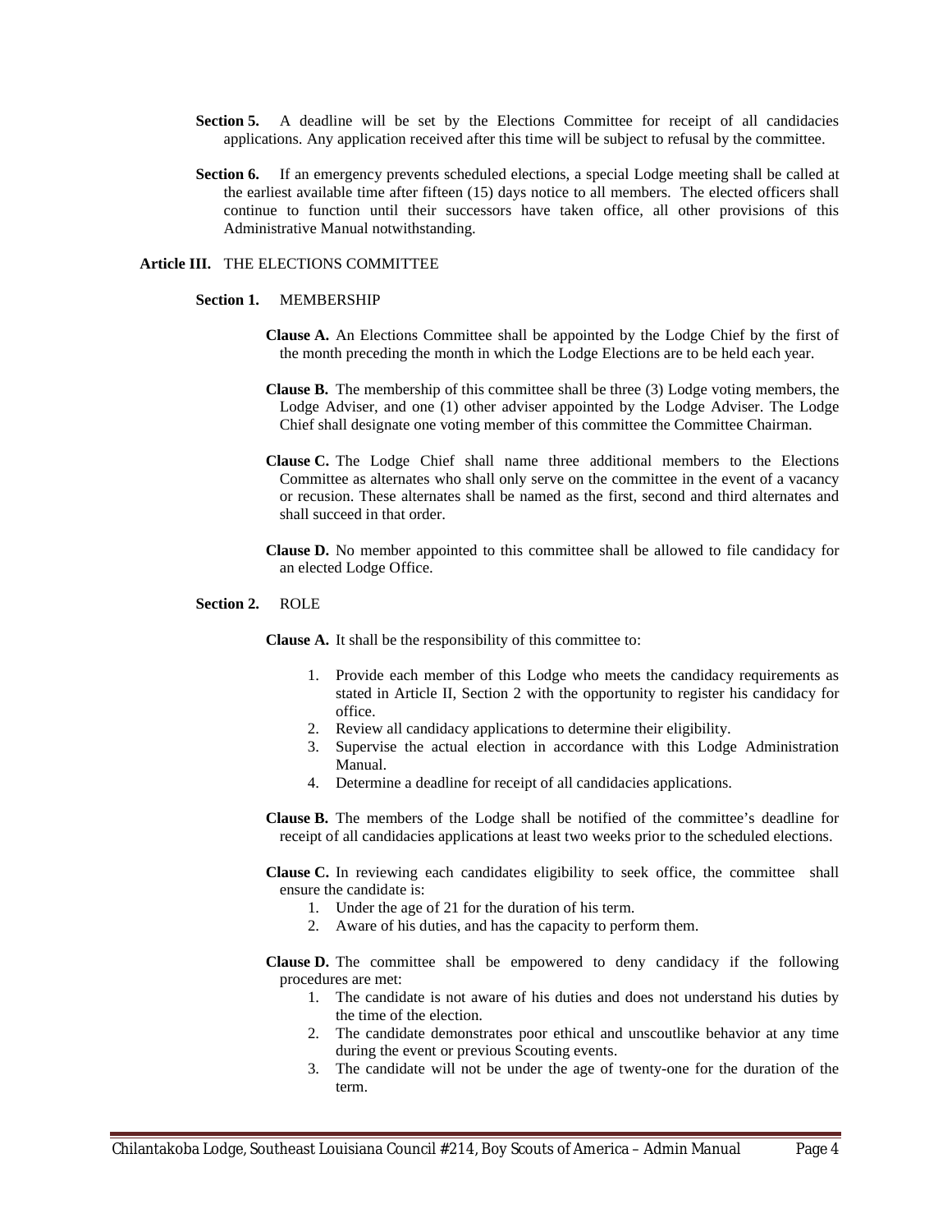**Section 5.** A deadline will be set by the Elections Committee for receipt of all candidacies applications. Any application received after this time will be subject to refusal by the committee.

**Section 6.** If an emergency prevents scheduled elections, a special Lodge meeting shall be called at the earliest available time after fifteen (15) days notice to all members. The elected officers shall continue to function until their successors have taken office, all other provisions of this Administrative Manual notwithstanding.

## Article III. THE ELECTIONS COMMITTEE

### Section 1. MEMBERSHIP

**Clause A.** An Elections Committee shall be appointed by the Lodge Chief by the first of the month preceding the month in which the Lodge Elections are to be held each year.

**Clause B.** The membership of this committee shall be three (3) Lodge voting members, the Lodge Adviser, and one (1) other adviser appointed by the Lodge Adviser. The Lodge Chief shall designate one voting member of this committee the Committee Chairman.

**Clause C.** The Lodge Chief shall name three additional members to the Elections Committee as alternates who shall only serve on the committee in the event of a vacancy or recusion. These alternates shall be named as the first, second and third alternates and shall succeed in that order.

**Clause D.** No member appointed to this committee shall be allowed to file candidacy for an elected Lodge Office.

### Section 2. ROLE

**Clause A.** It shall be the responsibility of this committee to:

1. Provide each member of this Lodge who meets the candidacy requirements as stated in Article II, Section 2 with the opportunity to register his candidacy for office.
2. Review all candidacy applications to determine their eligibility.
3. Supervise the actual election in accordance with this Lodge Administration Manual.
4. Determine a deadline for receipt of all candidacies applications.

**Clause B.** The members of the Lodge shall be notified of the committee's deadline for receipt of all candidacies applications at least two weeks prior to the scheduled elections.

**Clause C.** In reviewing each candidates eligibility to seek office, the committee shall ensure the candidate is:

1. Under the age of 21 for the duration of his term.
2. Aware of his duties, and has the capacity to perform them.

**Clause D.** The committee shall be empowered to deny candidacy if the following procedures are met:

1. The candidate is not aware of his duties and does not understand his duties by the time of the election.
2. The candidate demonstrates poor ethical and unscoutlike behavior at any time during the event or previous Scouting events.
3. The candidate will not be under the age of twenty-one for the duration of the term.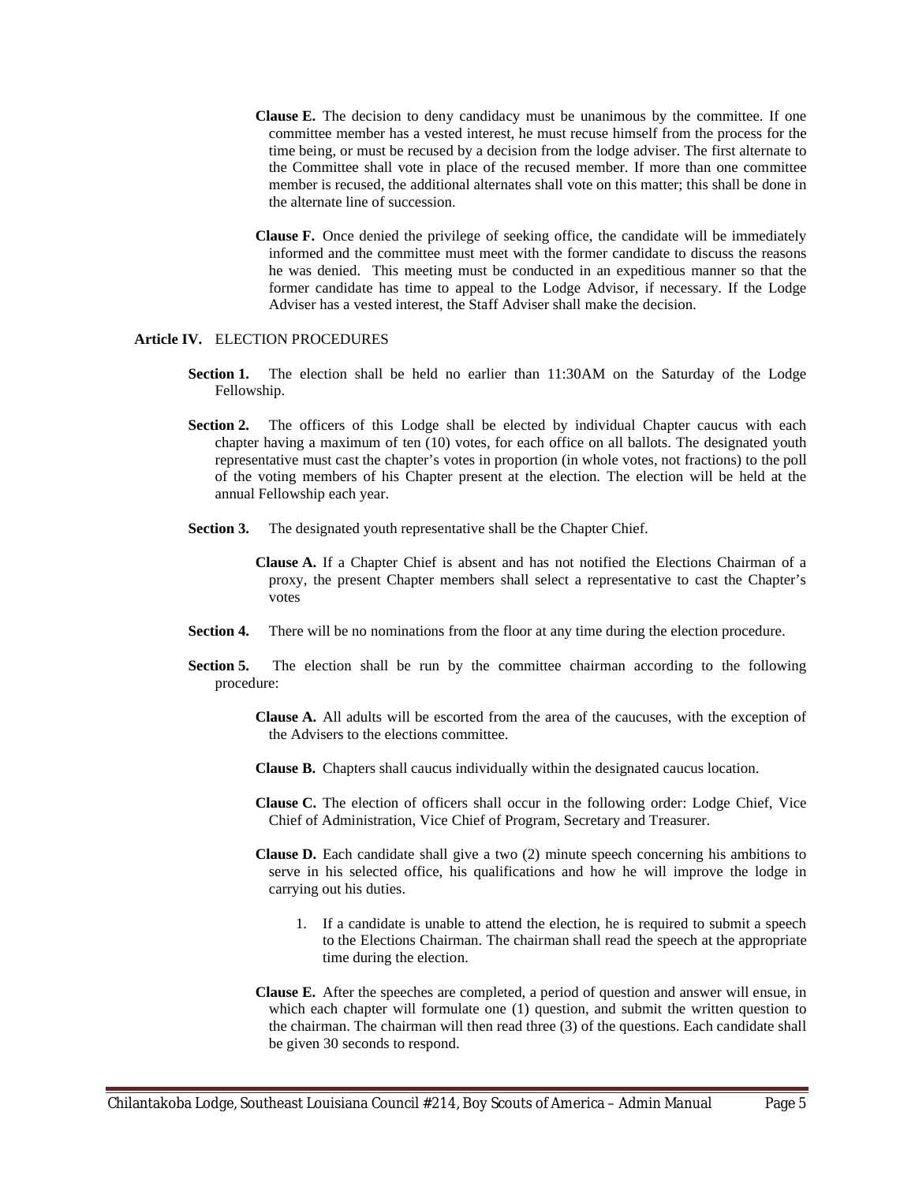**Clause E.** The decision to deny candidacy must be unanimous by the committee. If one committee member has a vested interest, he must recuse himself from the process for the time being, or must be recused by a decision from the lodge adviser. The first alternate to the Committee shall vote in place of the recused member. If more than one committee member is recused, the additional alternates shall vote on this matter; this shall be done in the alternate line of succession.

**Clause F.** Once denied the privilege of seeking office, the candidate will be immediately informed and the committee must meet with the former candidate to discuss the reasons he was denied. This meeting must be conducted in an expeditious manner so that the former candidate has time to appeal to the Lodge Advisor, if necessary. If the Lodge Adviser has a vested interest, the Staff Adviser shall make the decision.

**Article IV.** ELECTION PROCEDURES

**Section 1.** The election shall be held no earlier than 11:30AM on the Saturday of the Lodge Fellowship.

**Section 2.** The officers of this Lodge shall be elected by individual Chapter caucus with each chapter having a maximum of ten (10) votes, for each office on all ballots. The designated youth representative must cast the chapter's votes in proportion (in whole votes, not fractions) to the poll of the voting members of his Chapter present at the election. The election will be held at the annual Fellowship each year.

**Section 3.** The designated youth representative shall be the Chapter Chief.

**Clause A.** If a Chapter Chief is absent and has not notified the Elections Chairman of a proxy, the present Chapter members shall select a representative to cast the Chapter's votes

**Section 4.** There will be no nominations from the floor at any time during the election procedure.

**Section 5.** The election shall be run by the committee chairman according to the following procedure:

**Clause A.** All adults will be escorted from the area of the caucuses, with the exception of the Advisers to the elections committee.

**Clause B.** Chapters shall caucus individually within the designated caucus location.

**Clause C.** The election of officers shall occur in the following order: Lodge Chief, Vice Chief of Administration, Vice Chief of Program, Secretary and Treasurer.

**Clause D.** Each candidate shall give a two (2) minute speech concerning his ambitions to serve in his selected office, his qualifications and how he will improve the lodge in carrying out his duties.

1. If a candidate is unable to attend the election, he is required to submit a speech to the Elections Chairman. The chairman shall read the speech at the appropriate time during the election.

**Clause E.** After the speeches are completed, a period of question and answer will ensue, in which each chapter will formulate one (1) question, and submit the written question to the chairman. The chairman will then read three (3) of the questions. Each candidate shall be given 30 seconds to respond.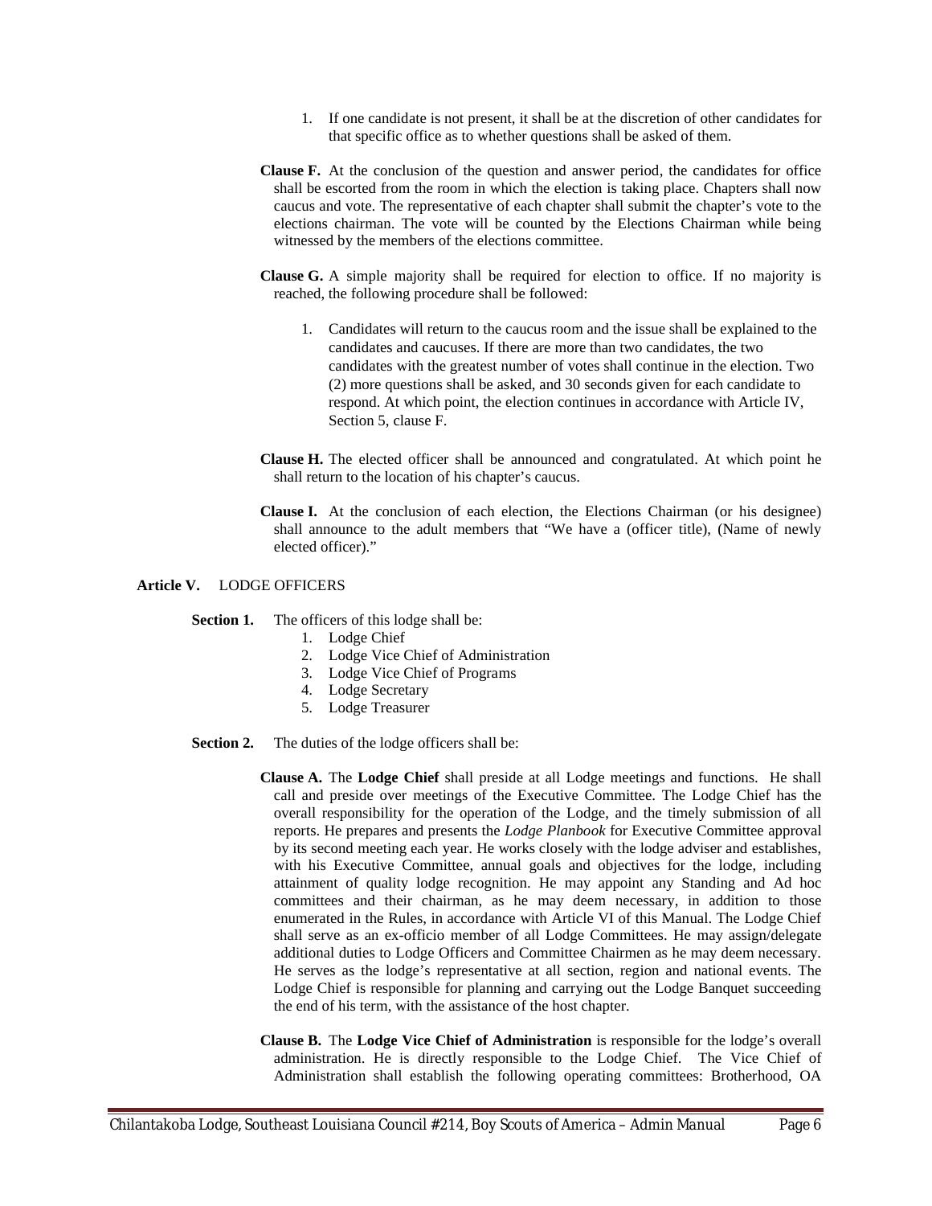1. If one candidate is not present, it shall be at the discretion of other candidates for that specific office as to whether questions shall be asked of them.

**Clause F.** At the conclusion of the question and answer period, the candidates for office shall be escorted from the room in which the election is taking place. Chapters shall now caucus and vote. The representative of each chapter shall submit the chapter's vote to the elections chairman. The vote will be counted by the Elections Chairman while being witnessed by the members of the elections committee.

**Clause G.** A simple majority shall be required for election to office. If no majority is reached, the following procedure shall be followed:

1. Candidates will return to the caucus room and the issue shall be explained to the candidates and caucuses. If there are more than two candidates, the two candidates with the greatest number of votes shall continue in the election. Two (2) more questions shall be asked, and 30 seconds given for each candidate to respond. At which point, the election continues in accordance with Article IV, Section 5, clause F.

**Clause H.** The elected officer shall be announced and congratulated. At which point he shall return to the location of his chapter's caucus.

**Clause I.** At the conclusion of each election, the Elections Chairman (or his designee) shall announce to the adult members that "We have a (officer title), (Name of newly elected officer)."

## Article V. LODGE OFFICERS

**Section 1.** The officers of this lodge shall be:

1. Lodge Chief
2. Lodge Vice Chief of Administration
3. Lodge Vice Chief of Programs
4. Lodge Secretary
5. Lodge Treasurer

**Section 2.** The duties of the lodge officers shall be:

**Clause A.** The **Lodge Chief** shall preside at all Lodge meetings and functions. He shall call and preside over meetings of the Executive Committee. The Lodge Chief has the overall responsibility for the operation of the Lodge, and the timely submission of all reports. He prepares and presents the *Lodge Planbook* for Executive Committee approval by its second meeting each year. He works closely with the lodge adviser and establishes, with his Executive Committee, annual goals and objectives for the lodge, including attainment of quality lodge recognition. He may appoint any Standing and Ad hoc committees and their chairman, as he may deem necessary, in addition to those enumerated in the Rules, in accordance with Article VI of this Manual. The Lodge Chief shall serve as an ex-officio member of all Lodge Committees. He may assign/delegate additional duties to Lodge Officers and Committee Chairmen as he may deem necessary. He serves as the lodge's representative at all section, region and national events. The Lodge Chief is responsible for planning and carrying out the Lodge Banquet succeeding the end of his term, with the assistance of the host chapter.

**Clause B.** The **Lodge Vice Chief of Administration** is responsible for the lodge's overall administration. He is directly responsible to the Lodge Chief. The Vice Chief of Administration shall establish the following operating committees: Brotherhood, OA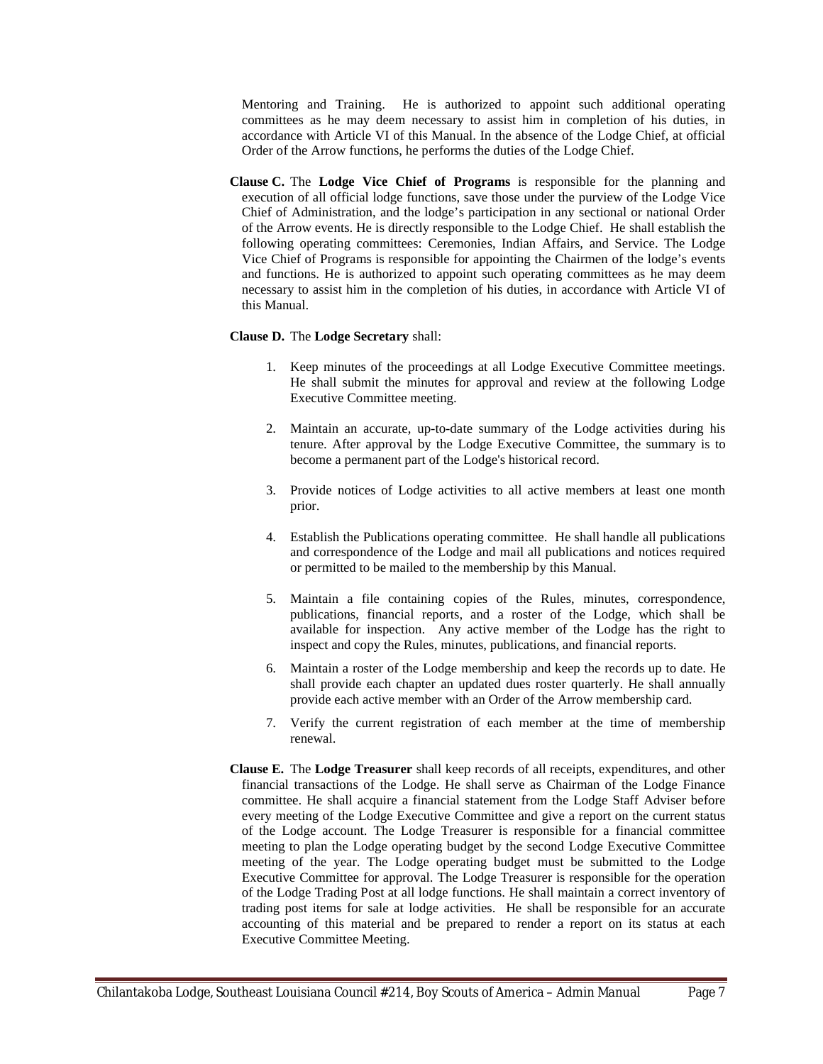Mentoring and Training. He is authorized to appoint such additional operating committees as he may deem necessary to assist him in completion of his duties, in accordance with Article VI of this Manual. In the absence of the Lodge Chief, at official Order of the Arrow functions, he performs the duties of the Lodge Chief.

**Clause C.** The **Lodge Vice Chief of Programs** is responsible for the planning and execution of all official lodge functions, save those under the purview of the Lodge Vice Chief of Administration, and the lodge's participation in any sectional or national Order of the Arrow events. He is directly responsible to the Lodge Chief. He shall establish the following operating committees: Ceremonies, Indian Affairs, and Service. The Lodge Vice Chief of Programs is responsible for appointing the Chairmen of the lodge's events and functions. He is authorized to appoint such operating committees as he may deem necessary to assist him in the completion of his duties, in accordance with Article VI of this Manual.

**Clause D.** The **Lodge Secretary** shall:

1. Keep minutes of the proceedings at all Lodge Executive Committee meetings. He shall submit the minutes for approval and review at the following Lodge Executive Committee meeting.
2. Maintain an accurate, up-to-date summary of the Lodge activities during his tenure. After approval by the Lodge Executive Committee, the summary is to become a permanent part of the Lodge's historical record.
3. Provide notices of Lodge activities to all active members at least one month prior.
4. Establish the Publications operating committee. He shall handle all publications and correspondence of the Lodge and mail all publications and notices required or permitted to be mailed to the membership by this Manual.
5. Maintain a file containing copies of the Rules, minutes, correspondence, publications, financial reports, and a roster of the Lodge, which shall be available for inspection. Any active member of the Lodge has the right to inspect and copy the Rules, minutes, publications, and financial reports.
6. Maintain a roster of the Lodge membership and keep the records up to date. He shall provide each chapter an updated dues roster quarterly. He shall annually provide each active member with an Order of the Arrow membership card.
7. Verify the current registration of each member at the time of membership renewal.

**Clause E.** The **Lodge Treasurer** shall keep records of all receipts, expenditures, and other financial transactions of the Lodge. He shall serve as Chairman of the Lodge Finance committee. He shall acquire a financial statement from the Lodge Staff Adviser before every meeting of the Lodge Executive Committee and give a report on the current status of the Lodge account. The Lodge Treasurer is responsible for a financial committee meeting to plan the Lodge operating budget by the second Lodge Executive Committee meeting of the year. The Lodge operating budget must be submitted to the Lodge Executive Committee for approval. The Lodge Treasurer is responsible for the operation of the Lodge Trading Post at all lodge functions. He shall maintain a correct inventory of trading post items for sale at lodge activities. He shall be responsible for an accurate accounting of this material and be prepared to render a report on its status at each Executive Committee Meeting.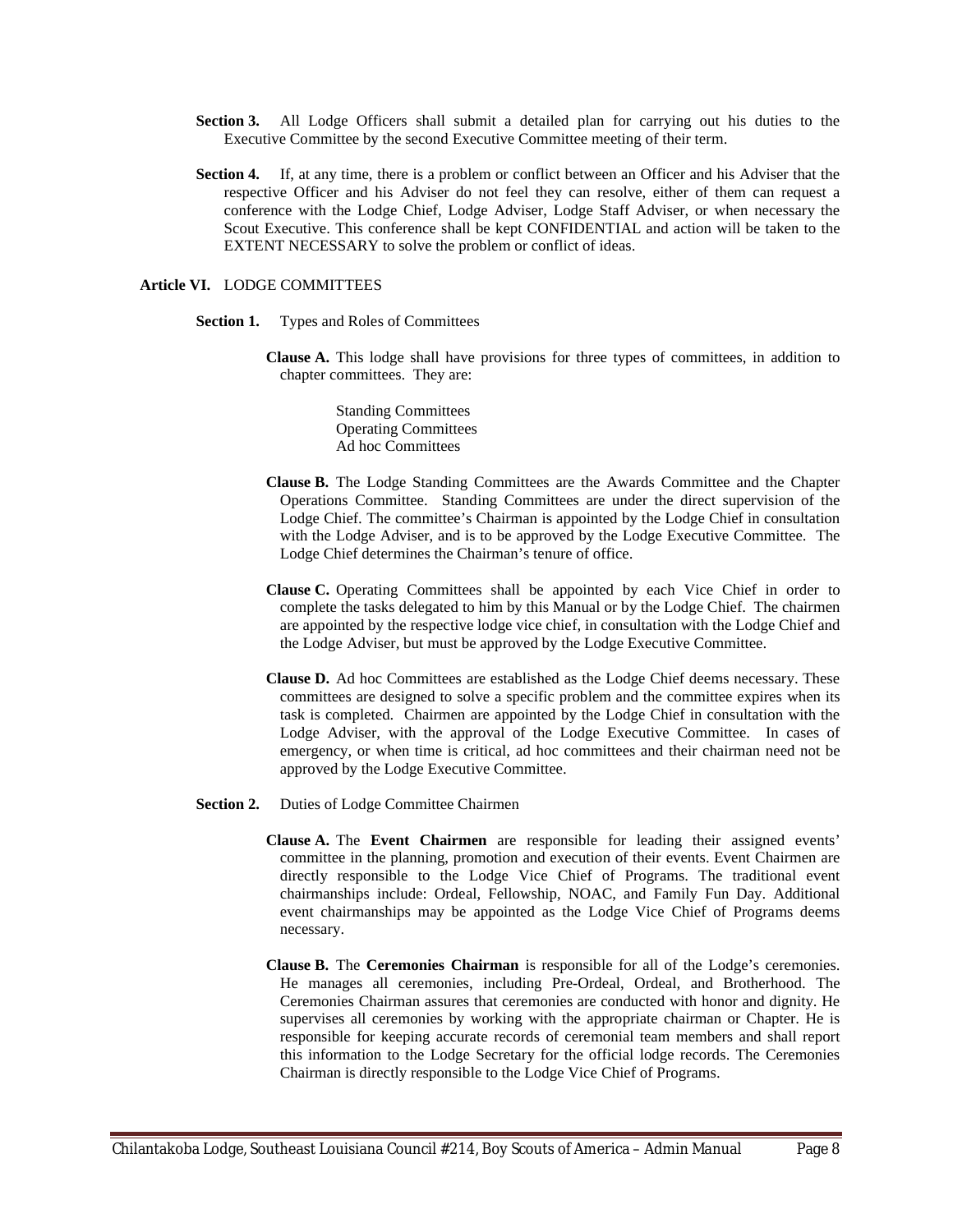**Section 3.** All Lodge Officers shall submit a detailed plan for carrying out his duties to the Executive Committee by the second Executive Committee meeting of their term.

**Section 4.** If, at any time, there is a problem or conflict between an Officer and his Adviser that the respective Officer and his Adviser do not feel they can resolve, either of them can request a conference with the Lodge Chief, Lodge Adviser, Lodge Staff Adviser, or when necessary the Scout Executive. This conference shall be kept CONFIDENTIAL and action will be taken to the EXTENT NECESSARY to solve the problem or conflict of ideas.

## Article VI. LODGE COMMITTEES

### Section 1. Types and Roles of Committees

**Clause A.** This lodge shall have provisions for three types of committees, in addition to chapter committees. They are:

Standing Committees
Operating Committees
Ad hoc Committees

**Clause B.** The Lodge Standing Committees are the Awards Committee and the Chapter Operations Committee. Standing Committees are under the direct supervision of the Lodge Chief. The committee's Chairman is appointed by the Lodge Chief in consultation with the Lodge Adviser, and is to be approved by the Lodge Executive Committee. The Lodge Chief determines the Chairman's tenure of office.

**Clause C.** Operating Committees shall be appointed by each Vice Chief in order to complete the tasks delegated to him by this Manual or by the Lodge Chief. The chairmen are appointed by the respective lodge vice chief, in consultation with the Lodge Chief and the Lodge Adviser, but must be approved by the Lodge Executive Committee.

**Clause D.** Ad hoc Committees are established as the Lodge Chief deems necessary. These committees are designed to solve a specific problem and the committee expires when its task is completed. Chairmen are appointed by the Lodge Chief in consultation with the Lodge Adviser, with the approval of the Lodge Executive Committee. In cases of emergency, or when time is critical, ad hoc committees and their chairman need not be approved by the Lodge Executive Committee.

### Section 2. Duties of Lodge Committee Chairmen

**Clause A.** The **Event Chairmen** are responsible for leading their assigned events' committee in the planning, promotion and execution of their events. Event Chairmen are directly responsible to the Lodge Vice Chief of Programs. The traditional event chairmanships include: Ordeal, Fellowship, NOAC, and Family Fun Day. Additional event chairmanships may be appointed as the Lodge Vice Chief of Programs deems necessary.

**Clause B.** The **Ceremonies Chairman** is responsible for all of the Lodge's ceremonies. He manages all ceremonies, including Pre-Ordeal, Ordeal, and Brotherhood. The Ceremonies Chairman assures that ceremonies are conducted with honor and dignity. He supervises all ceremonies by working with the appropriate chairman or Chapter. He is responsible for keeping accurate records of ceremonial team members and shall report this information to the Lodge Secretary for the official lodge records. The Ceremonies Chairman is directly responsible to the Lodge Vice Chief of Programs.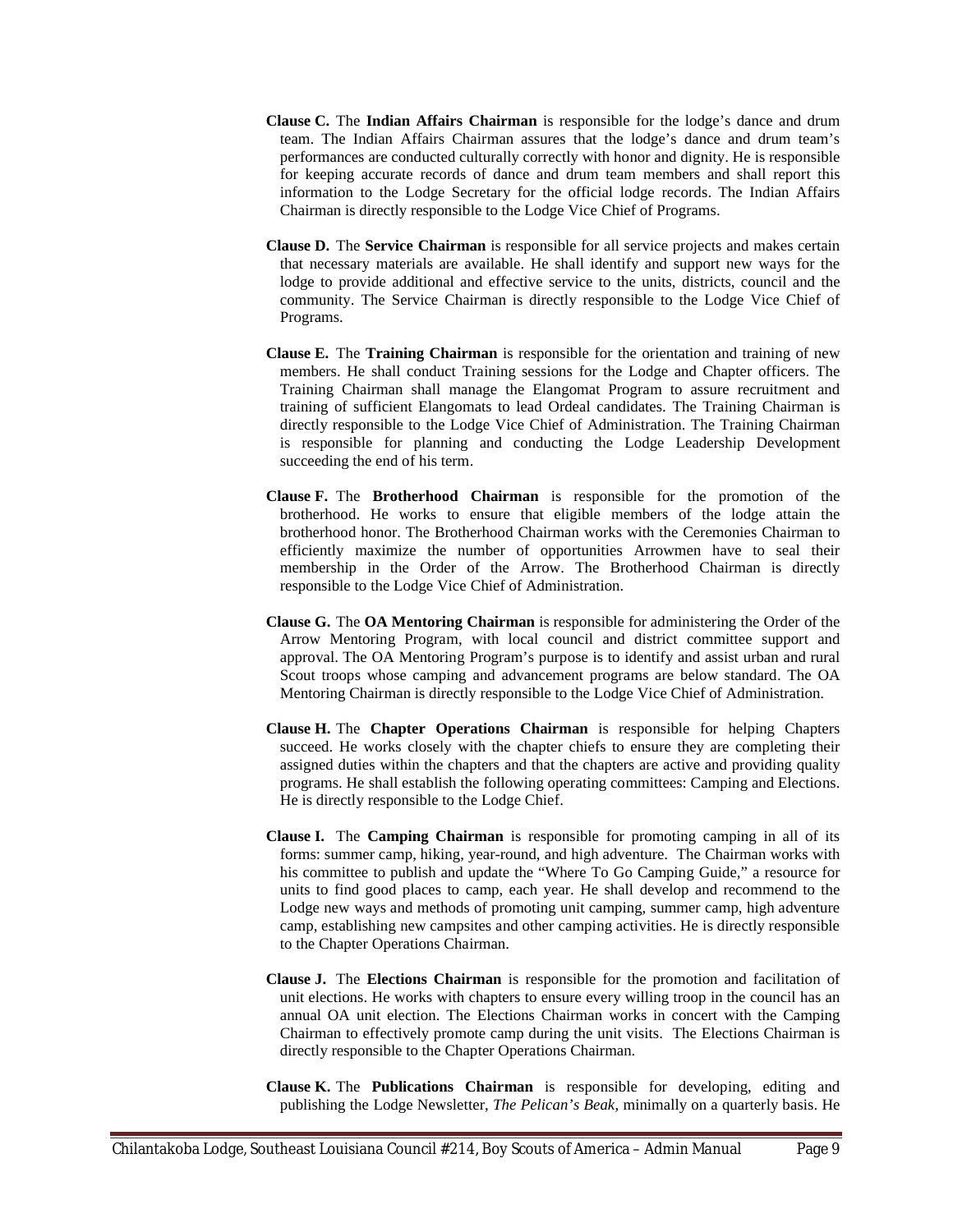**Clause C.** The **Indian Affairs Chairman** is responsible for the lodge's dance and drum team. The Indian Affairs Chairman assures that the lodge's dance and drum team's performances are conducted culturally correctly with honor and dignity. He is responsible for keeping accurate records of dance and drum team members and shall report this information to the Lodge Secretary for the official lodge records. The Indian Affairs Chairman is directly responsible to the Lodge Vice Chief of Programs.

**Clause D.** The **Service Chairman** is responsible for all service projects and makes certain that necessary materials are available. He shall identify and support new ways for the lodge to provide additional and effective service to the units, districts, council and the community. The Service Chairman is directly responsible to the Lodge Vice Chief of Programs.

**Clause E.** The **Training Chairman** is responsible for the orientation and training of new members. He shall conduct Training sessions for the Lodge and Chapter officers. The Training Chairman shall manage the Elangomat Program to assure recruitment and training of sufficient Elangomats to lead Ordeal candidates. The Training Chairman is directly responsible to the Lodge Vice Chief of Administration. The Training Chairman is responsible for planning and conducting the Lodge Leadership Development succeeding the end of his term.

**Clause F.** The **Brotherhood Chairman** is responsible for the promotion of the brotherhood. He works to ensure that eligible members of the lodge attain the brotherhood honor. The Brotherhood Chairman works with the Ceremonies Chairman to efficiently maximize the number of opportunities Arrowmen have to seal their membership in the Order of the Arrow. The Brotherhood Chairman is directly responsible to the Lodge Vice Chief of Administration.

**Clause G.** The **OA Mentoring Chairman** is responsible for administering the Order of the Arrow Mentoring Program, with local council and district committee support and approval. The OA Mentoring Program's purpose is to identify and assist urban and rural Scout troops whose camping and advancement programs are below standard. The OA Mentoring Chairman is directly responsible to the Lodge Vice Chief of Administration.

**Clause H.** The **Chapter Operations Chairman** is responsible for helping Chapters succeed. He works closely with the chapter chiefs to ensure they are completing their assigned duties within the chapters and that the chapters are active and providing quality programs. He shall establish the following operating committees: Camping and Elections. He is directly responsible to the Lodge Chief.

**Clause I.** The **Camping Chairman** is responsible for promoting camping in all of its forms: summer camp, hiking, year-round, and high adventure. The Chairman works with his committee to publish and update the "Where To Go Camping Guide," a resource for units to find good places to camp, each year. He shall develop and recommend to the Lodge new ways and methods of promoting unit camping, summer camp, high adventure camp, establishing new campsites and other camping activities. He is directly responsible to the Chapter Operations Chairman.

**Clause J.** The **Elections Chairman** is responsible for the promotion and facilitation of unit elections. He works with chapters to ensure every willing troop in the council has an annual OA unit election. The Elections Chairman works in concert with the Camping Chairman to effectively promote camp during the unit visits. The Elections Chairman is directly responsible to the Chapter Operations Chairman.

**Clause K.** The **Publications Chairman** is responsible for developing, editing and publishing the Lodge Newsletter, *The Pelican's Beak*, minimally on a quarterly basis. He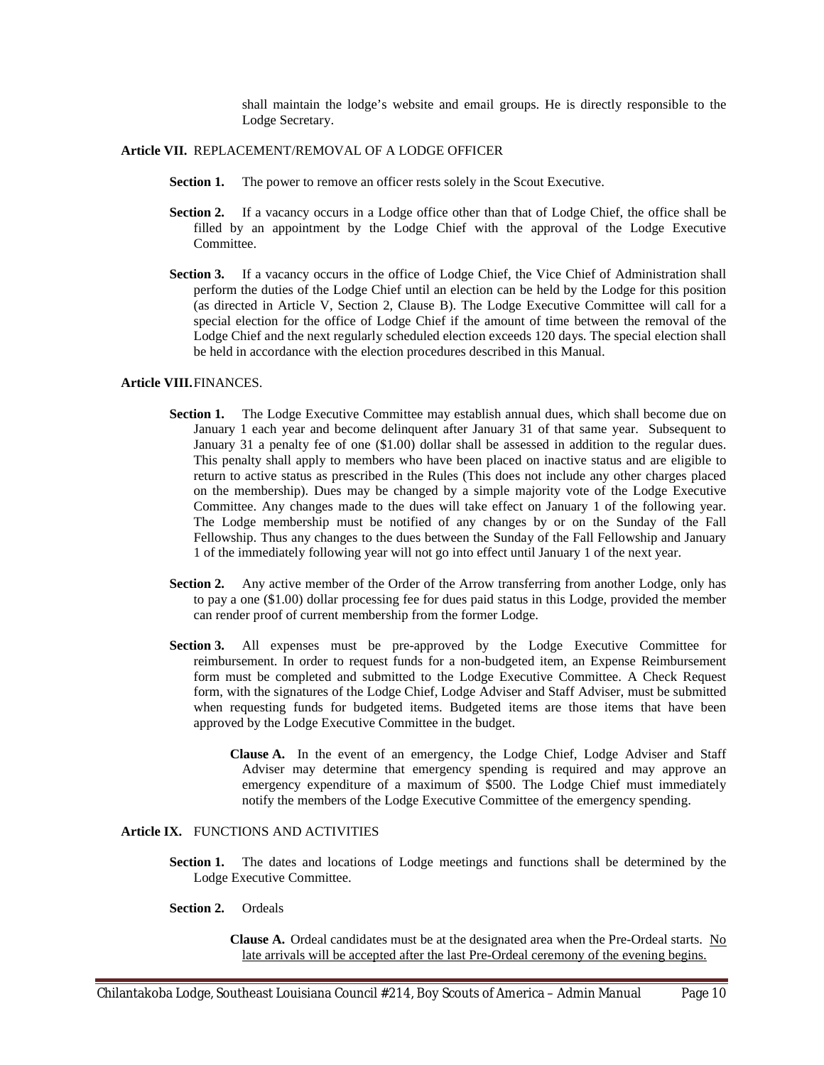shall maintain the lodge's website and email groups. He is directly responsible to the Lodge Secretary.

**Article VII.** REPLACEMENT/REMOVAL OF A LODGE OFFICER

**Section 1.** The power to remove an officer rests solely in the Scout Executive.

**Section 2.** If a vacancy occurs in a Lodge office other than that of Lodge Chief, the office shall be filled by an appointment by the Lodge Chief with the approval of the Lodge Executive Committee.

**Section 3.** If a vacancy occurs in the office of Lodge Chief, the Vice Chief of Administration shall perform the duties of the Lodge Chief until an election can be held by the Lodge for this position (as directed in Article V, Section 2, Clause B). The Lodge Executive Committee will call for a special election for the office of Lodge Chief if the amount of time between the removal of the Lodge Chief and the next regularly scheduled election exceeds 120 days. The special election shall be held in accordance with the election procedures described in this Manual.

**Article VIII.** FINANCES.

**Section 1.** The Lodge Executive Committee may establish annual dues, which shall become due on January 1 each year and become delinquent after January 31 of that same year. Subsequent to January 31 a penalty fee of one ($1.00) dollar shall be assessed in addition to the regular dues. This penalty shall apply to members who have been placed on inactive status and are eligible to return to active status as prescribed in the Rules (This does not include any other charges placed on the membership). Dues may be changed by a simple majority vote of the Lodge Executive Committee. Any changes made to the dues will take effect on January 1 of the following year. The Lodge membership must be notified of any changes by or on the Sunday of the Fall Fellowship. Thus any changes to the dues between the Sunday of the Fall Fellowship and January 1 of the immediately following year will not go into effect until January 1 of the next year.

**Section 2.** Any active member of the Order of the Arrow transferring from another Lodge, only has to pay a one ($1.00) dollar processing fee for dues paid status in this Lodge, provided the member can render proof of current membership from the former Lodge.

**Section 3.** All expenses must be pre-approved by the Lodge Executive Committee for reimbursement. In order to request funds for a non-budgeted item, an Expense Reimbursement form must be completed and submitted to the Lodge Executive Committee. A Check Request form, with the signatures of the Lodge Chief, Lodge Adviser and Staff Adviser, must be submitted when requesting funds for budgeted items. Budgeted items are those items that have been approved by the Lodge Executive Committee in the budget.

**Clause A.** In the event of an emergency, the Lodge Chief, Lodge Adviser and Staff Adviser may determine that emergency spending is required and may approve an emergency expenditure of a maximum of $500. The Lodge Chief must immediately notify the members of the Lodge Executive Committee of the emergency spending.

**Article IX.** FUNCTIONS AND ACTIVITIES

**Section 1.** The dates and locations of Lodge meetings and functions shall be determined by the Lodge Executive Committee.

**Section 2.** Ordeals

**Clause A.** Ordeal candidates must be at the designated area when the Pre-Ordeal starts. <u>No late arrivals will be accepted after the last Pre-Ordeal ceremony of the evening begins.</u>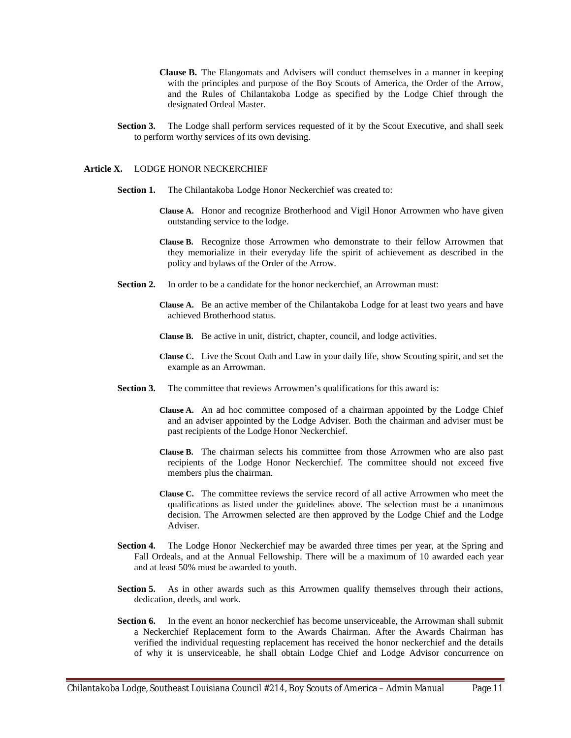**Clause B.** The Elangomats and Advisers will conduct themselves in a manner in keeping with the principles and purpose of the Boy Scouts of America, the Order of the Arrow, and the Rules of Chilantakoba Lodge as specified by the Lodge Chief through the designated Ordeal Master.

**Section 3.** The Lodge shall perform services requested of it by the Scout Executive, and shall seek to perform worthy services of its own devising.

## Article X. LODGE HONOR NECKERCHIEF

**Section 1.** The Chilantakoba Lodge Honor Neckerchief was created to:

**Clause A.** Honor and recognize Brotherhood and Vigil Honor Arrowmen who have given outstanding service to the lodge.

**Clause B.** Recognize those Arrowmen who demonstrate to their fellow Arrowmen that they memorialize in their everyday life the spirit of achievement as described in the policy and bylaws of the Order of the Arrow.

**Section 2.** In order to be a candidate for the honor neckerchief, an Arrowman must:

**Clause A.** Be an active member of the Chilantakoba Lodge for at least two years and have achieved Brotherhood status.

**Clause B.** Be active in unit, district, chapter, council, and lodge activities.

**Clause C.** Live the Scout Oath and Law in your daily life, show Scouting spirit, and set the example as an Arrowman.

**Section 3.** The committee that reviews Arrowmen's qualifications for this award is:

**Clause A.** An ad hoc committee composed of a chairman appointed by the Lodge Chief and an adviser appointed by the Lodge Adviser. Both the chairman and adviser must be past recipients of the Lodge Honor Neckerchief.

**Clause B.** The chairman selects his committee from those Arrowmen who are also past recipients of the Lodge Honor Neckerchief. The committee should not exceed five members plus the chairman.

**Clause C.** The committee reviews the service record of all active Arrowmen who meet the qualifications as listed under the guidelines above. The selection must be a unanimous decision. The Arrowmen selected are then approved by the Lodge Chief and the Lodge Adviser.

**Section 4.** The Lodge Honor Neckerchief may be awarded three times per year, at the Spring and Fall Ordeals, and at the Annual Fellowship. There will be a maximum of 10 awarded each year and at least 50% must be awarded to youth.

**Section 5.** As in other awards such as this Arrowmen qualify themselves through their actions, dedication, deeds, and work.

**Section 6.** In the event an honor neckerchief has become unserviceable, the Arrowman shall submit a Neckerchief Replacement form to the Awards Chairman. After the Awards Chairman has verified the individual requesting replacement has received the honor neckerchief and the details of why it is unserviceable, he shall obtain Lodge Chief and Lodge Advisor concurrence on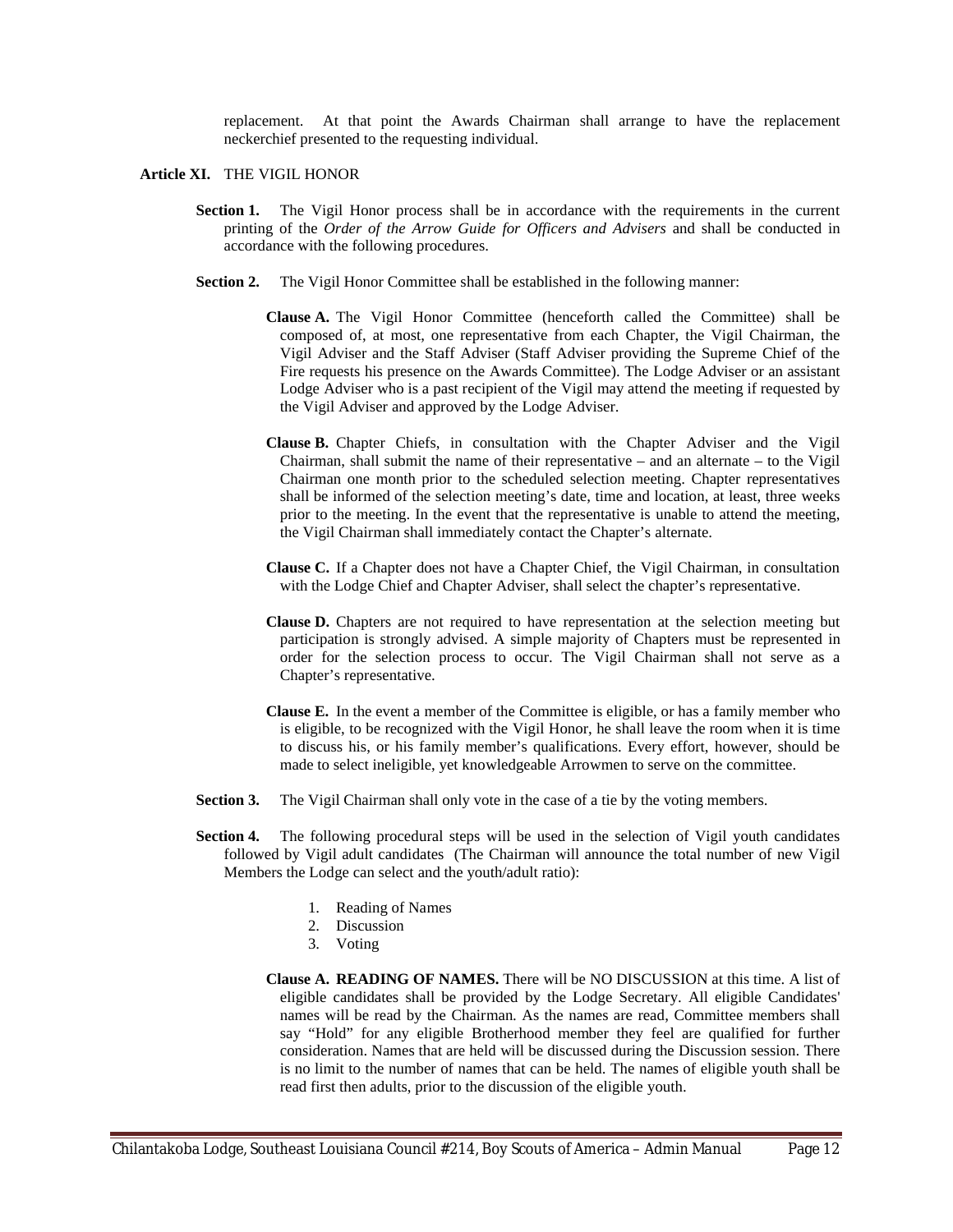replacement. At that point the Awards Chairman shall arrange to have the replacement neckerchief presented to the requesting individual.

**Article XI.** THE VIGIL HONOR

**Section 1.** The Vigil Honor process shall be in accordance with the requirements in the current printing of the *Order of the Arrow Guide for Officers and Advisers* and shall be conducted in accordance with the following procedures.

**Section 2.** The Vigil Honor Committee shall be established in the following manner:

**Clause A.** The Vigil Honor Committee (henceforth called the Committee) shall be composed of, at most, one representative from each Chapter, the Vigil Chairman, the Vigil Adviser and the Staff Adviser (Staff Adviser providing the Supreme Chief of the Fire requests his presence on the Awards Committee). The Lodge Adviser or an assistant Lodge Adviser who is a past recipient of the Vigil may attend the meeting if requested by the Vigil Adviser and approved by the Lodge Adviser.

**Clause B.** Chapter Chiefs, in consultation with the Chapter Adviser and the Vigil Chairman, shall submit the name of their representative – and an alternate – to the Vigil Chairman one month prior to the scheduled selection meeting. Chapter representatives shall be informed of the selection meeting's date, time and location, at least, three weeks prior to the meeting. In the event that the representative is unable to attend the meeting, the Vigil Chairman shall immediately contact the Chapter's alternate.

**Clause C.** If a Chapter does not have a Chapter Chief, the Vigil Chairman, in consultation with the Lodge Chief and Chapter Adviser, shall select the chapter's representative.

**Clause D.** Chapters are not required to have representation at the selection meeting but participation is strongly advised. A simple majority of Chapters must be represented in order for the selection process to occur. The Vigil Chairman shall not serve as a Chapter's representative.

**Clause E.** In the event a member of the Committee is eligible, or has a family member who is eligible, to be recognized with the Vigil Honor, he shall leave the room when it is time to discuss his, or his family member's qualifications. Every effort, however, should be made to select ineligible, yet knowledgeable Arrowmen to serve on the committee.

**Section 3.** The Vigil Chairman shall only vote in the case of a tie by the voting members.

**Section 4.** The following procedural steps will be used in the selection of Vigil youth candidates followed by Vigil adult candidates (The Chairman will announce the total number of new Vigil Members the Lodge can select and the youth/adult ratio):

1. Reading of Names
2. Discussion
3. Voting

**Clause A. READING OF NAMES.** There will be NO DISCUSSION at this time. A list of eligible candidates shall be provided by the Lodge Secretary. All eligible Candidates' names will be read by the Chairman. As the names are read, Committee members shall say "Hold" for any eligible Brotherhood member they feel are qualified for further consideration. Names that are held will be discussed during the Discussion session. There is no limit to the number of names that can be held. The names of eligible youth shall be read first then adults, prior to the discussion of the eligible youth.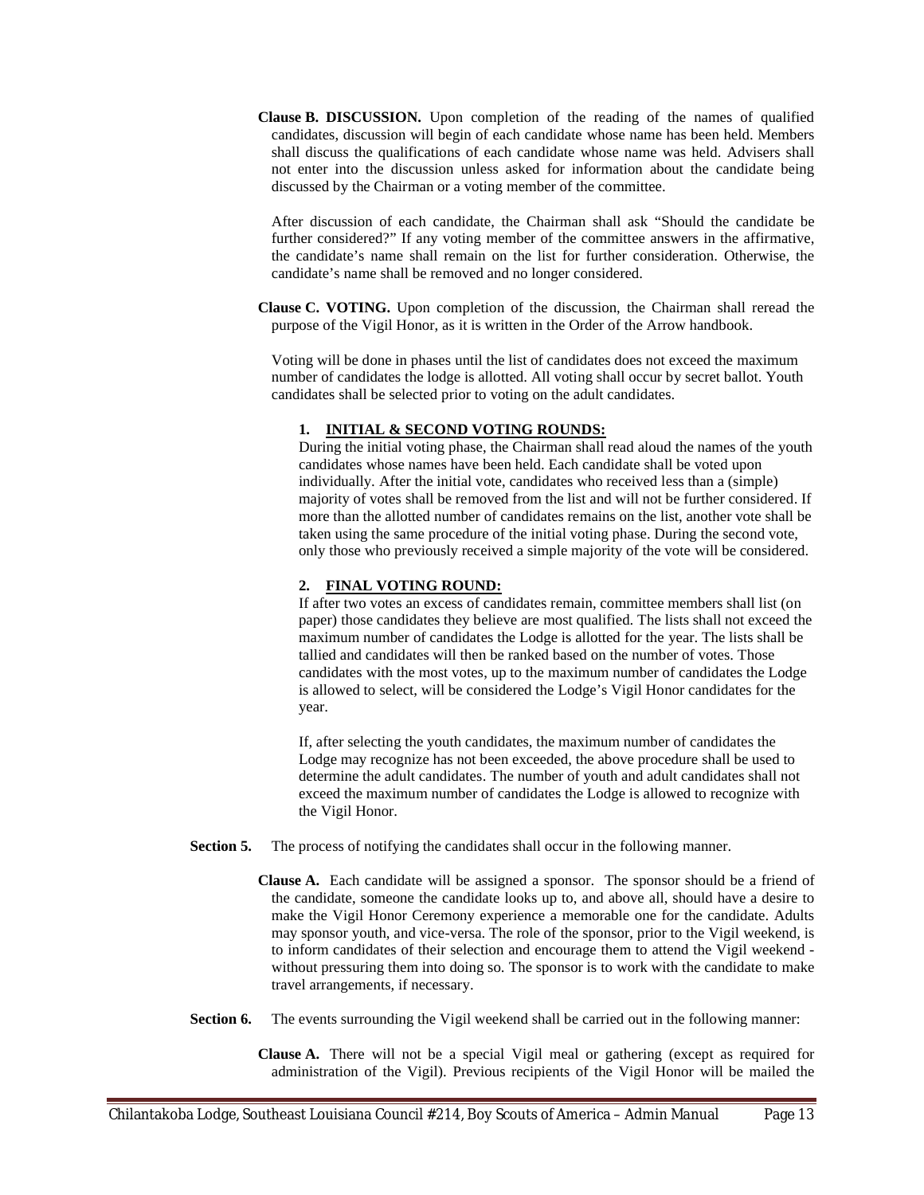**Clause B. DISCUSSION.** Upon completion of the reading of the names of qualified candidates, discussion will begin of each candidate whose name has been held. Members shall discuss the qualifications of each candidate whose name was held. Advisers shall not enter into the discussion unless asked for information about the candidate being discussed by the Chairman or a voting member of the committee.

After discussion of each candidate, the Chairman shall ask "Should the candidate be further considered?" If any voting member of the committee answers in the affirmative, the candidate's name shall remain on the list for further consideration. Otherwise, the candidate's name shall be removed and no longer considered.

**Clause C. VOTING.** Upon completion of the discussion, the Chairman shall reread the purpose of the Vigil Honor, as it is written in the Order of the Arrow handbook.

Voting will be done in phases until the list of candidates does not exceed the maximum number of candidates the lodge is allotted. All voting shall occur by secret ballot. Youth candidates shall be selected prior to voting on the adult candidates.

1. **INITIAL & SECOND VOTING ROUNDS:**
During the initial voting phase, the Chairman shall read aloud the names of the youth candidates whose names have been held. Each candidate shall be voted upon individually. After the initial vote, candidates who received less than a (simple) majority of votes shall be removed from the list and will not be further considered. If more than the allotted number of candidates remains on the list, another vote shall be taken using the same procedure of the initial voting phase. During the second vote, only those who previously received a simple majority of the vote will be considered.

2. **FINAL VOTING ROUND:**
If after two votes an excess of candidates remain, committee members shall list (on paper) those candidates they believe are most qualified. The lists shall not exceed the maximum number of candidates the Lodge is allotted for the year. The lists shall be tallied and candidates will then be ranked based on the number of votes. Those candidates with the most votes, up to the maximum number of candidates the Lodge is allowed to select, will be considered the Lodge's Vigil Honor candidates for the year.

   If, after selecting the youth candidates, the maximum number of candidates the Lodge may recognize has not been exceeded, the above procedure shall be used to determine the adult candidates. The number of youth and adult candidates shall not exceed the maximum number of candidates the Lodge is allowed to recognize with the Vigil Honor.

**Section 5.** The process of notifying the candidates shall occur in the following manner.

**Clause A.** Each candidate will be assigned a sponsor. The sponsor should be a friend of the candidate, someone the candidate looks up to, and above all, should have a desire to make the Vigil Honor Ceremony experience a memorable one for the candidate. Adults may sponsor youth, and vice-versa. The role of the sponsor, prior to the Vigil weekend, is to inform candidates of their selection and encourage them to attend the Vigil weekend - without pressuring them into doing so. The sponsor is to work with the candidate to make travel arrangements, if necessary.

**Section 6.** The events surrounding the Vigil weekend shall be carried out in the following manner:

**Clause A.** There will not be a special Vigil meal or gathering (except as required for administration of the Vigil). Previous recipients of the Vigil Honor will be mailed the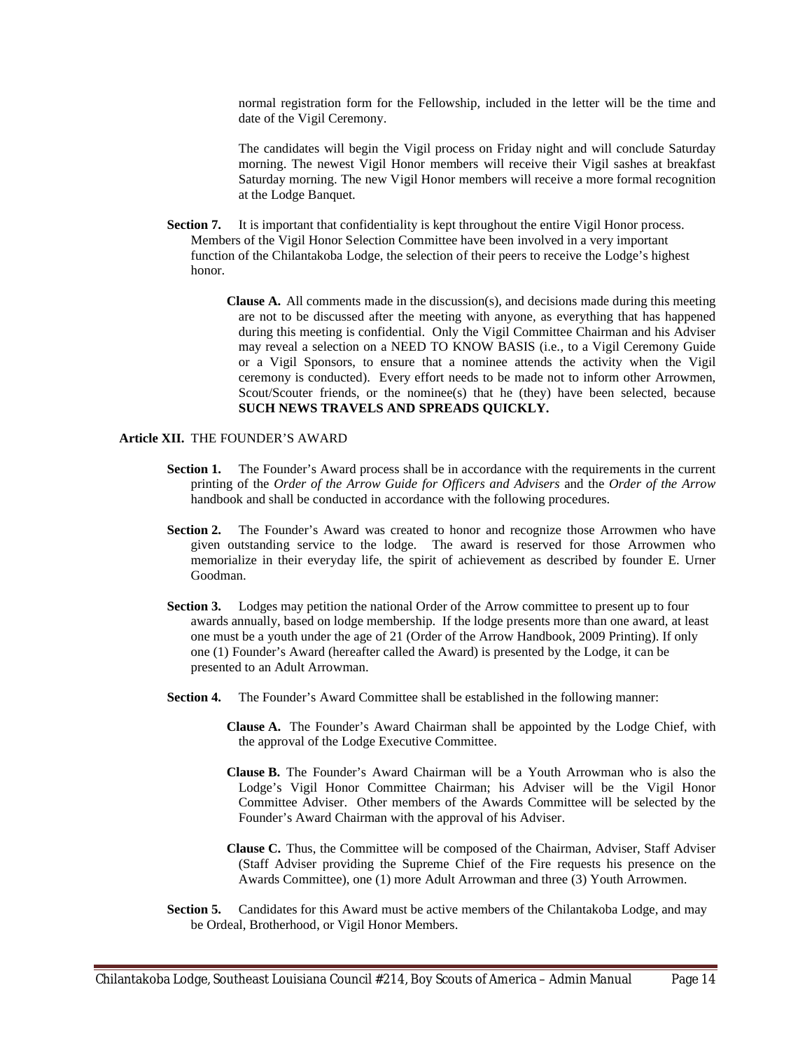normal registration form for the Fellowship, included in the letter will be the time and date of the Vigil Ceremony.

The candidates will begin the Vigil process on Friday night and will conclude Saturday morning. The newest Vigil Honor members will receive their Vigil sashes at breakfast Saturday morning. The new Vigil Honor members will receive a more formal recognition at the Lodge Banquet.

**Section 7.** It is important that confidentiality is kept throughout the entire Vigil Honor process. Members of the Vigil Honor Selection Committee have been involved in a very important function of the Chilantakoba Lodge, the selection of their peers to receive the Lodge's highest honor.

**Clause A.** All comments made in the discussion(s), and decisions made during this meeting are not to be discussed after the meeting with anyone, as everything that has happened during this meeting is confidential. Only the Vigil Committee Chairman and his Adviser may reveal a selection on a NEED TO KNOW BASIS (i.e., to a Vigil Ceremony Guide or a Vigil Sponsors, to ensure that a nominee attends the activity when the Vigil ceremony is conducted). Every effort needs to be made not to inform other Arrowmen, Scout/Scouter friends, or the nominee(s) that he (they) have been selected, because **SUCH NEWS TRAVELS AND SPREADS QUICKLY.**

**Article XII.** THE FOUNDER'S AWARD

**Section 1.** The Founder's Award process shall be in accordance with the requirements in the current printing of the *Order of the Arrow Guide for Officers and Advisers* and the *Order of the Arrow* handbook and shall be conducted in accordance with the following procedures.

**Section 2.** The Founder's Award was created to honor and recognize those Arrowmen who have given outstanding service to the lodge. The award is reserved for those Arrowmen who memorialize in their everyday life, the spirit of achievement as described by founder E. Urner Goodman.

**Section 3.** Lodges may petition the national Order of the Arrow committee to present up to four awards annually, based on lodge membership. If the lodge presents more than one award, at least one must be a youth under the age of 21 (Order of the Arrow Handbook, 2009 Printing). If only one (1) Founder's Award (hereafter called the Award) is presented by the Lodge, it can be presented to an Adult Arrowman.

**Section 4.** The Founder's Award Committee shall be established in the following manner:

**Clause A.** The Founder's Award Chairman shall be appointed by the Lodge Chief, with the approval of the Lodge Executive Committee.

**Clause B.** The Founder's Award Chairman will be a Youth Arrowman who is also the Lodge's Vigil Honor Committee Chairman; his Adviser will be the Vigil Honor Committee Adviser. Other members of the Awards Committee will be selected by the Founder's Award Chairman with the approval of his Adviser.

**Clause C.** Thus, the Committee will be composed of the Chairman, Adviser, Staff Adviser (Staff Adviser providing the Supreme Chief of the Fire requests his presence on the Awards Committee), one (1) more Adult Arrowman and three (3) Youth Arrowmen.

**Section 5.** Candidates for this Award must be active members of the Chilantakoba Lodge, and may be Ordeal, Brotherhood, or Vigil Honor Members.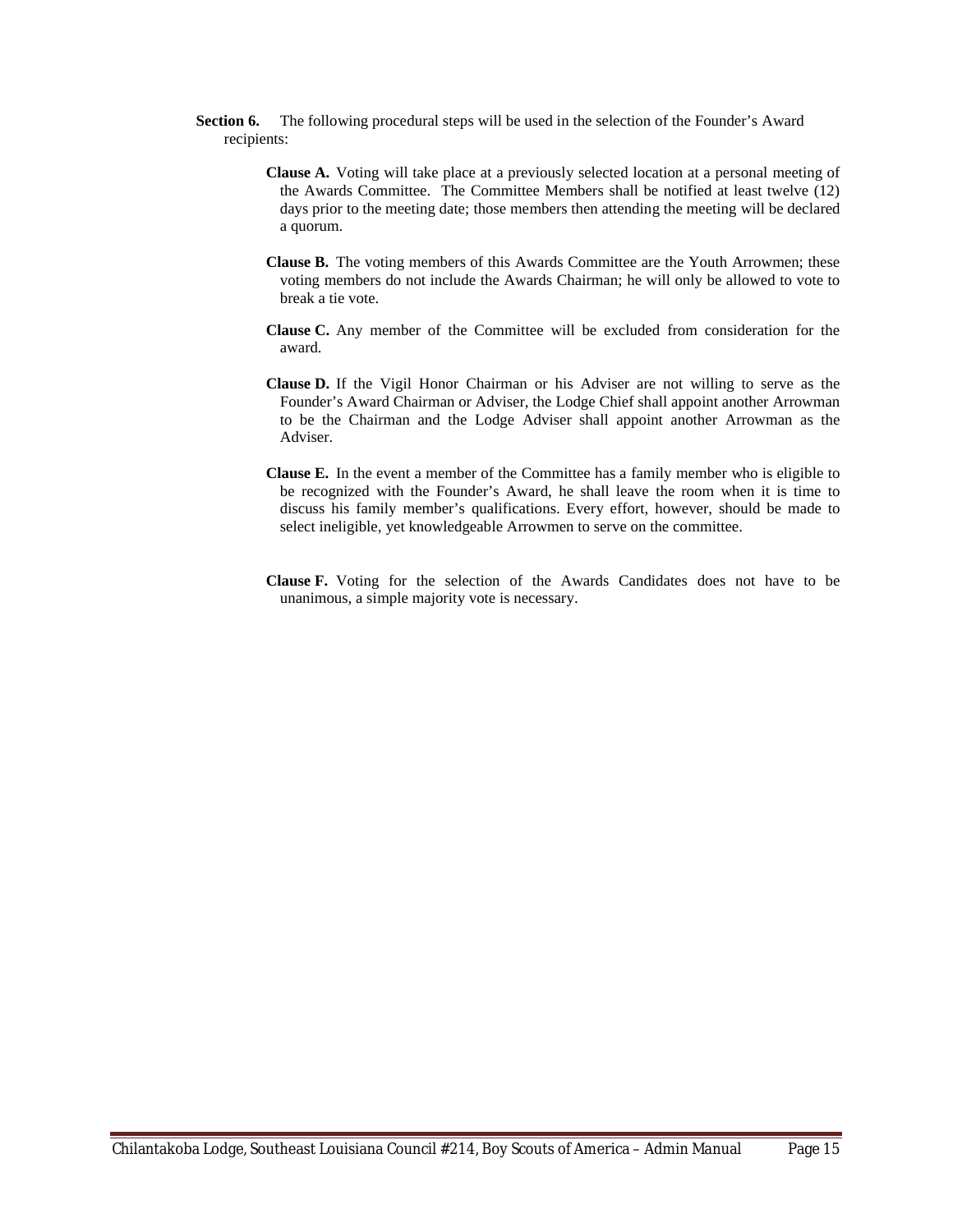**Section 6.** The following procedural steps will be used in the selection of the Founder's Award recipients:

**Clause A.** Voting will take place at a previously selected location at a personal meeting of the Awards Committee. The Committee Members shall be notified at least twelve (12) days prior to the meeting date; those members then attending the meeting will be declared a quorum.

**Clause B.** The voting members of this Awards Committee are the Youth Arrowmen; these voting members do not include the Awards Chairman; he will only be allowed to vote to break a tie vote.

**Clause C.** Any member of the Committee will be excluded from consideration for the award.

**Clause D.** If the Vigil Honor Chairman or his Adviser are not willing to serve as the Founder's Award Chairman or Adviser, the Lodge Chief shall appoint another Arrowman to be the Chairman and the Lodge Adviser shall appoint another Arrowman as the Adviser.

**Clause E.** In the event a member of the Committee has a family member who is eligible to be recognized with the Founder's Award, he shall leave the room when it is time to discuss his family member's qualifications. Every effort, however, should be made to select ineligible, yet knowledgeable Arrowmen to serve on the committee.

**Clause F.** Voting for the selection of the Awards Candidates does not have to be unanimous, a simple majority vote is necessary.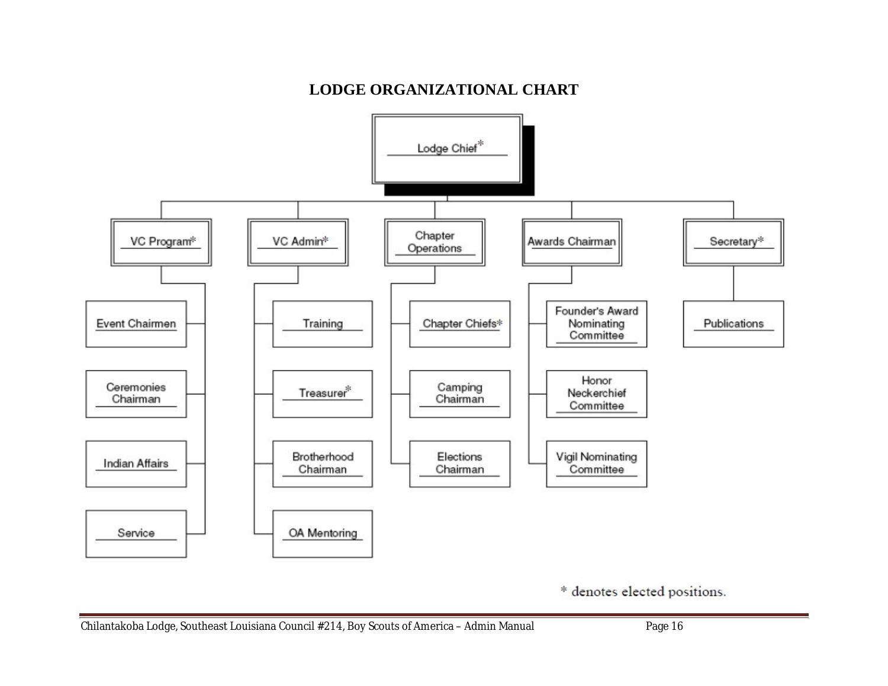# LODGE ORGANIZATIONAL CHART

Lodge Chief*

VC Program*

Event Chairmen

Ceremonies Chairman

Indian Affairs

Service

VC Admin*

Training

Treasurer*

Brotherhood Chairman

OA Mentoring

Chapter Operations

Chapter Chiefs*

Camping Chairman

Elections Chairman

Awards Chairman

Founder's Award Nominating Committee

Honor Neckerchief Committee

Vigil Nominating Committee

Secretary*

Publications

* denotes elected positions.